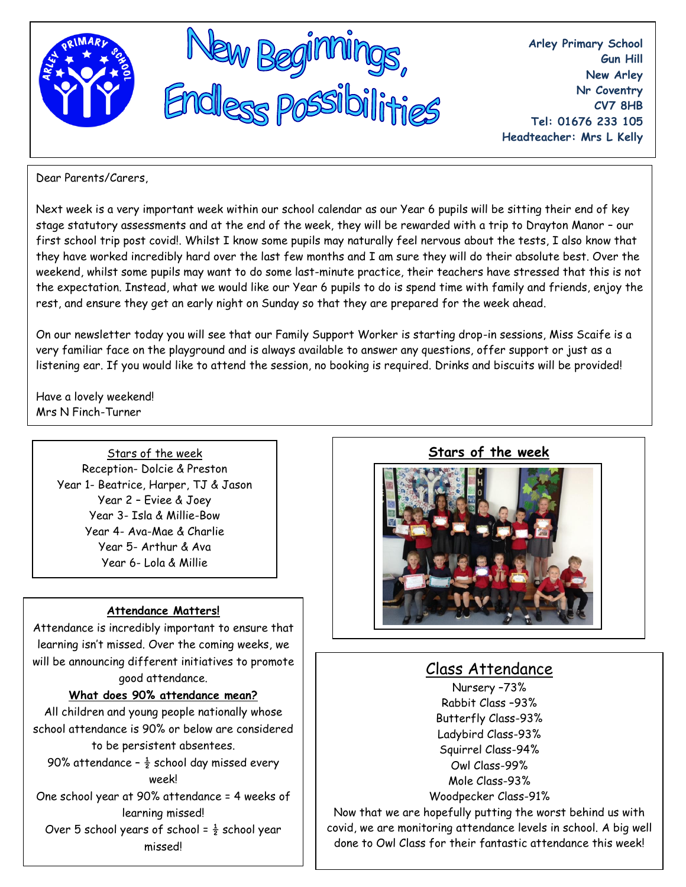# New Beginnings, Endless Possibilities

**Arley Primary School**
**Gun Hill**
**New Arley**
**Nr Coventry**
**CV7 8HB**
**Tel: 01676 233 105**
**Headteacher: Mrs L Kelly**

Dear Parents/Carers,

Next week is a very important week within our school calendar as our Year 6 pupils will be sitting their end of key stage statutory assessments and at the end of the week, they will be rewarded with a trip to Drayton Manor – our first school trip post covid!. Whilst I know some pupils may naturally feel nervous about the tests, I also know that they have worked incredibly hard over the last few months and I am sure they will do their absolute best. Over the weekend, whilst some pupils may want to do some last-minute practice, their teachers have stressed that this is not the expectation. Instead, what we would like our Year 6 pupils to do is spend time with family and friends, enjoy the rest, and ensure they get an early night on Sunday so that they are prepared for the week ahead.

On our newsletter today you will see that our Family Support Worker is starting drop-in sessions, Miss Scaife is a very familiar face on the playground and is always available to answer any questions, offer support or just as a listening ear. If you would like to attend the session, no booking is required. Drinks and biscuits will be provided!

Have a lovely weekend!
Mrs N Finch-Turner

## Stars of the week

Reception- Dolcie & Preston
Year 1- Beatrice, Harper, TJ & Jason
Year 2 – Eviee & Joey
Year 3- Isla & Millie-Bow
Year 4- Ava-Mae & Charlie
Year 5- Arthur & Ava
Year 6- Lola & Millie

## Stars of the week

## Attendance Matters!

Attendance is incredibly important to ensure that learning isn't missed. Over the coming weeks, we will be announcing different initiatives to promote good attendance.

**What does 90% attendance mean?**

All children and young people nationally whose school attendance is 90% or below are considered to be persistent absentees.

90% attendance – ½ school day missed every week!

One school year at 90% attendance = 4 weeks of learning missed!

Over 5 school years of school = ½ school year missed!

## Class Attendance

Nursery –73%
Rabbit Class –93%
Butterfly Class-93%
Ladybird Class-93%
Squirrel Class-94%
Owl Class-99%
Mole Class-93%
Woodpecker Class-91%

Now that we are hopefully putting the worst behind us with covid, we are monitoring attendance levels in school. A big well done to Owl Class for their fantastic attendance this week!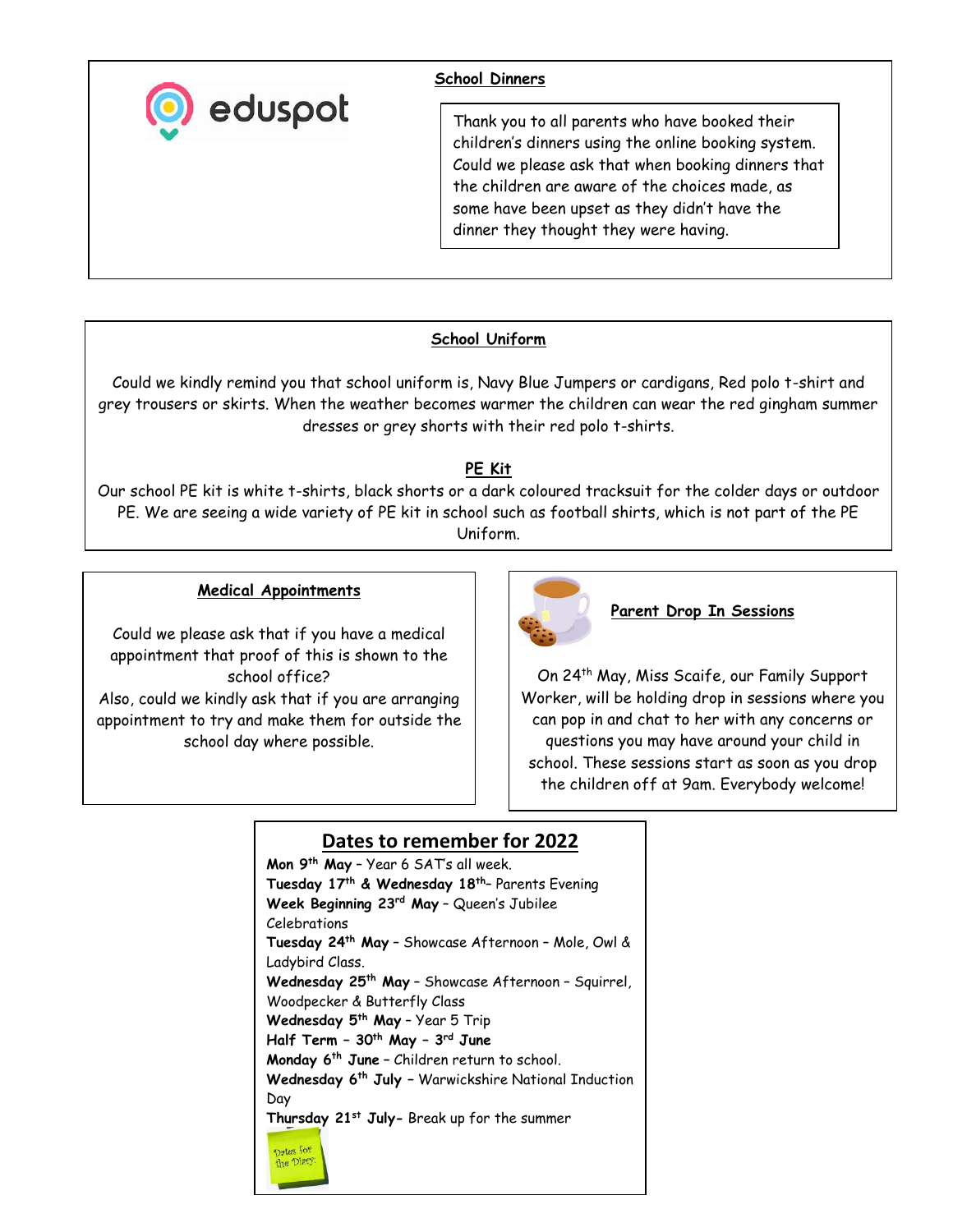## School Dinners

Thank you to all parents who have booked their children's dinners using the online booking system. Could we please ask that when booking dinners that the children are aware of the choices made, as some have been upset as they didn't have the dinner they thought they were having.

## School Uniform

Could we kindly remind you that school uniform is, Navy Blue Jumpers or cardigans, Red polo t-shirt and grey trousers or skirts. When the weather becomes warmer the children can wear the red gingham summer dresses or grey shorts with their red polo t-shirts.

## PE Kit

Our school PE kit is white t-shirts, black shorts or a dark coloured tracksuit for the colder days or outdoor PE. We are seeing a wide variety of PE kit in school such as football shirts, which is not part of the PE Uniform.

## Medical Appointments

Could we please ask that if you have a medical appointment that proof of this is shown to the school office?

Also, could we kindly ask that if you are arranging appointment to try and make them for outside the school day where possible.

## Parent Drop In Sessions

On 24th May, Miss Scaife, our Family Support Worker, will be holding drop in sessions where you can pop in and chat to her with any concerns or questions you may have around your child in school. These sessions start as soon as you drop the children off at 9am. Everybody welcome!

## Dates to remember for 2022

**Mon 9th May** – Year 6 SAT's all week.
**Tuesday 17th & Wednesday 18th**– Parents Evening
**Week Beginning 23rd May** – Queen's Jubilee Celebrations
**Tuesday 24th May** – Showcase Afternoon – Mole, Owl & Ladybird Class.
**Wednesday 25th May** – Showcase Afternoon – Squirrel, Woodpecker & Butterfly Class
**Wednesday 5th May** – Year 5 Trip
**Half Term – 30th May – 3rd June**
**Monday 6th June** – Children return to school.
**Wednesday 6th July** – Warwickshire National Induction Day
**Thursday 21st July**- Break up for the summer

Dates for the Diary